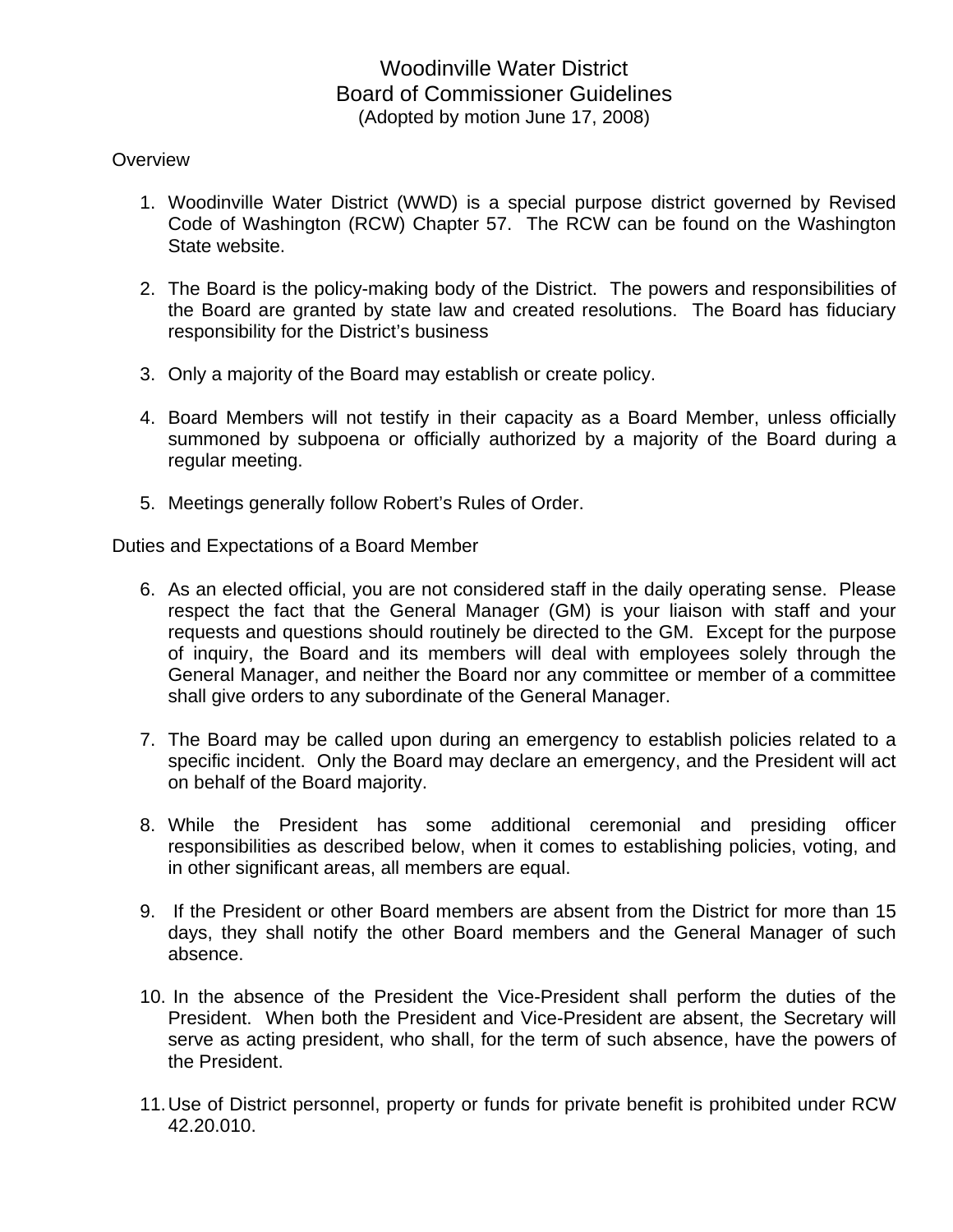# Woodinville Water District
## Board of Commissioner Guidelines
(Adopted by motion June 17, 2008)

### Overview

1. Woodinville Water District (WWD) is a special purpose district governed by Revised Code of Washington (RCW) Chapter 57. The RCW can be found on the Washington State website.

2. The Board is the policy-making body of the District. The powers and responsibilities of the Board are granted by state law and created resolutions. The Board has fiduciary responsibility for the District's business

3. Only a majority of the Board may establish or create policy.

4. Board Members will not testify in their capacity as a Board Member, unless officially summoned by subpoena or officially authorized by a majority of the Board during a regular meeting.

5. Meetings generally follow Robert's Rules of Order.

### Duties and Expectations of a Board Member

6. As an elected official, you are not considered staff in the daily operating sense. Please respect the fact that the General Manager (GM) is your liaison with staff and your requests and questions should routinely be directed to the GM. Except for the purpose of inquiry, the Board and its members will deal with employees solely through the General Manager, and neither the Board nor any committee or member of a committee shall give orders to any subordinate of the General Manager.

7. The Board may be called upon during an emergency to establish policies related to a specific incident. Only the Board may declare an emergency, and the President will act on behalf of the Board majority.

8. While the President has some additional ceremonial and presiding officer responsibilities as described below, when it comes to establishing policies, voting, and in other significant areas, all members are equal.

9. If the President or other Board members are absent from the District for more than 15 days, they shall notify the other Board members and the General Manager of such absence.

10. In the absence of the President the Vice-President shall perform the duties of the President. When both the President and Vice-President are absent, the Secretary will serve as acting president, who shall, for the term of such absence, have the powers of the President.

11. Use of District personnel, property or funds for private benefit is prohibited under RCW 42.20.010.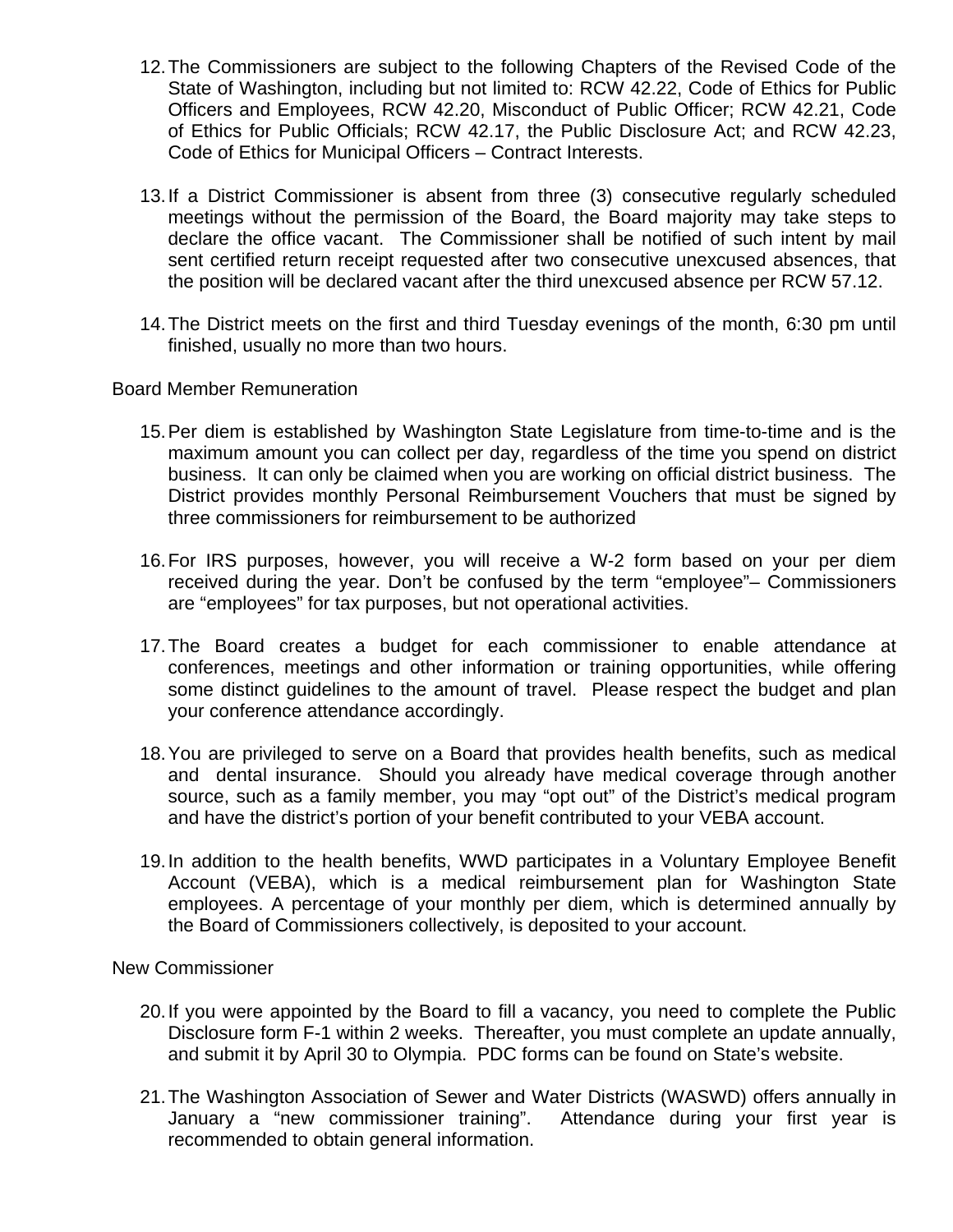12. The Commissioners are subject to the following Chapters of the Revised Code of the State of Washington, including but not limited to: RCW 42.22, Code of Ethics for Public Officers and Employees, RCW 42.20, Misconduct of Public Officer; RCW 42.21, Code of Ethics for Public Officials; RCW 42.17, the Public Disclosure Act; and RCW 42.23, Code of Ethics for Municipal Officers – Contract Interests.

13. If a District Commissioner is absent from three (3) consecutive regularly scheduled meetings without the permission of the Board, the Board majority may take steps to declare the office vacant. The Commissioner shall be notified of such intent by mail sent certified return receipt requested after two consecutive unexcused absences, that the position will be declared vacant after the third unexcused absence per RCW 57.12.

14. The District meets on the first and third Tuesday evenings of the month, 6:30 pm until finished, usually no more than two hours.

Board Member Remuneration

15. Per diem is established by Washington State Legislature from time-to-time and is the maximum amount you can collect per day, regardless of the time you spend on district business. It can only be claimed when you are working on official district business. The District provides monthly Personal Reimbursement Vouchers that must be signed by three commissioners for reimbursement to be authorized

16. For IRS purposes, however, you will receive a W-2 form based on your per diem received during the year. Don't be confused by the term "employee"– Commissioners are "employees" for tax purposes, but not operational activities.

17. The Board creates a budget for each commissioner to enable attendance at conferences, meetings and other information or training opportunities, while offering some distinct guidelines to the amount of travel. Please respect the budget and plan your conference attendance accordingly.

18. You are privileged to serve on a Board that provides health benefits, such as medical and dental insurance. Should you already have medical coverage through another source, such as a family member, you may "opt out" of the District's medical program and have the district's portion of your benefit contributed to your VEBA account.

19. In addition to the health benefits, WWD participates in a Voluntary Employee Benefit Account (VEBA), which is a medical reimbursement plan for Washington State employees. A percentage of your monthly per diem, which is determined annually by the Board of Commissioners collectively, is deposited to your account.

New Commissioner

20. If you were appointed by the Board to fill a vacancy, you need to complete the Public Disclosure form F-1 within 2 weeks. Thereafter, you must complete an update annually, and submit it by April 30 to Olympia. PDC forms can be found on State's website.

21. The Washington Association of Sewer and Water Districts (WASWD) offers annually in January a "new commissioner training". Attendance during your first year is recommended to obtain general information.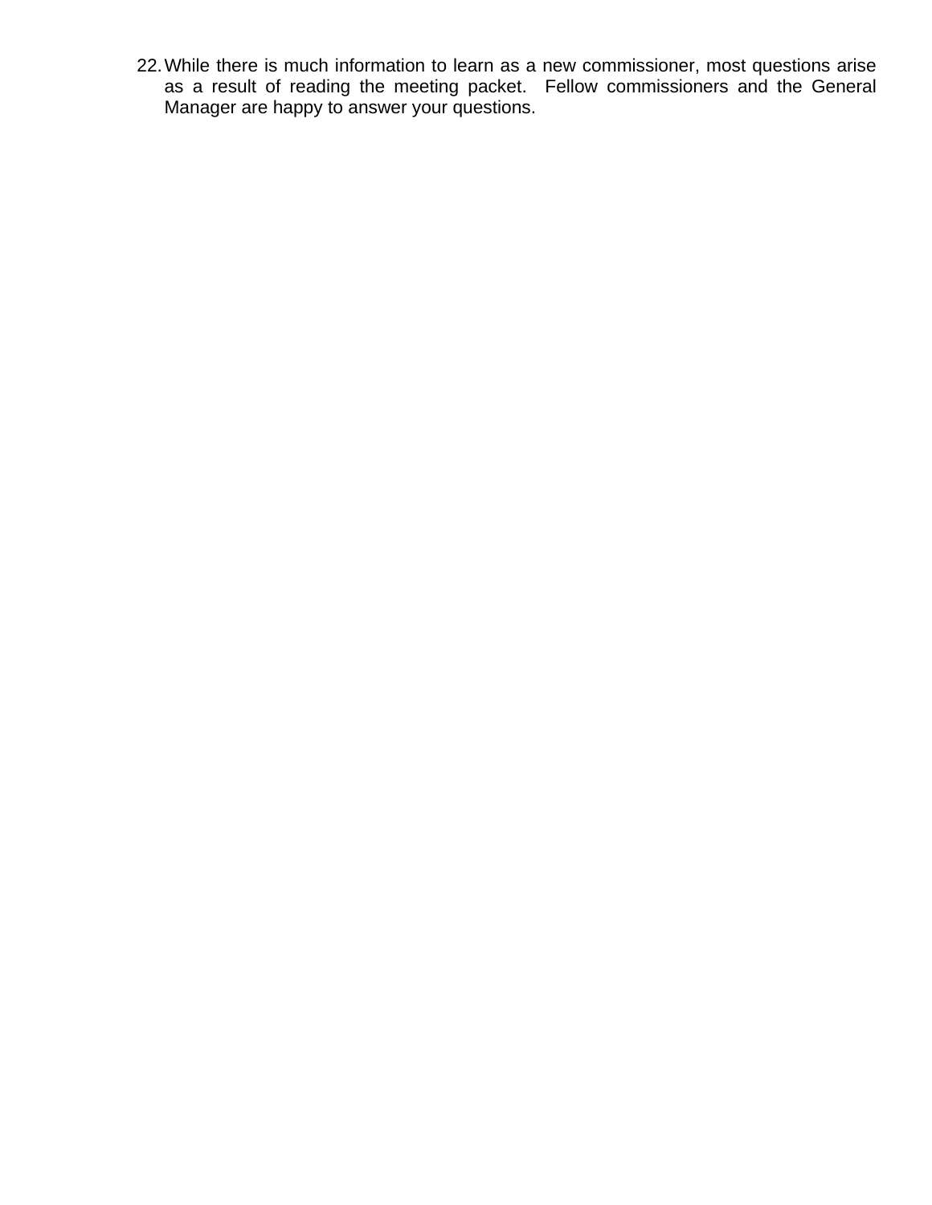22. While there is much information to learn as a new commissioner, most questions arise as a result of reading the meeting packet.  Fellow commissioners and the General Manager are happy to answer your questions.